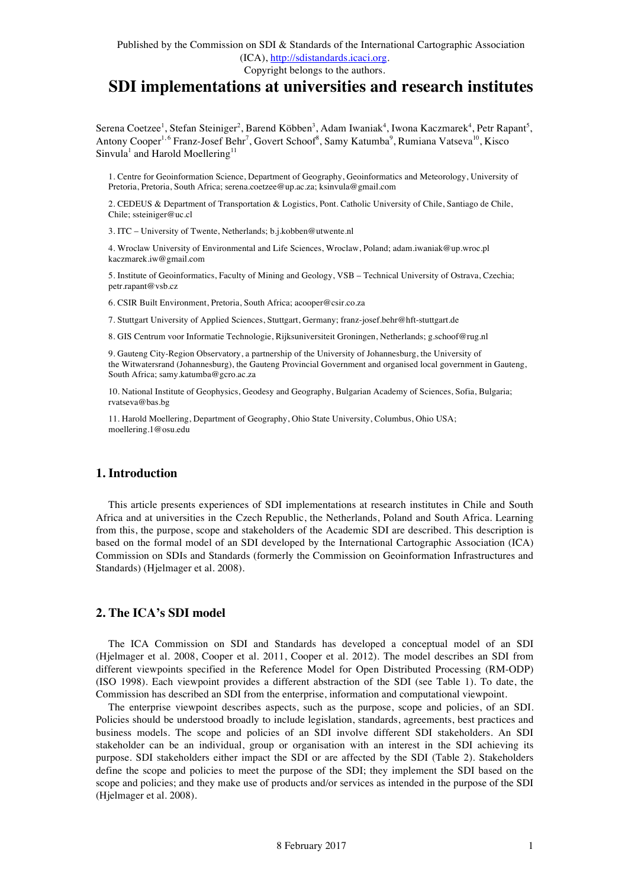Published by the Commission on SDI & Standards of the International Cartographic Association (ICA), http://sdistandards.icaci.org.
Copyright belongs to the authors.

# SDI implementations at universities and research institutes

Serena Coetzee[1], Stefan Steiniger[2], Barend Köbben[3], Adam Iwaniak[4], Iwona Kaczmarek[4], Petr Rapant[5], Antony Cooper[1,6] Franz-Josef Behr[7], Govert Schoof[8], Samy Katumba[9], Rumiana Vatseva[10], Kisco Sinvula[1] and Harold Moellering[11]

1. Centre for Geoinformation Science, Department of Geography, Geoinformatics and Meteorology, University of Pretoria, Pretoria, South Africa; serena.coetzee@up.ac.za; ksinvula@gmail.com

2. CEDEUS & Department of Transportation & Logistics, Pont. Catholic University of Chile, Santiago de Chile, Chile; ssteiniger@uc.cl

3. ITC – University of Twente, Netherlands; b.j.kobben@utwente.nl

4. Wroclaw University of Environmental and Life Sciences, Wroclaw, Poland; adam.iwaniak@up.wroc.pl kaczmarek.iw@gmail.com

5. Institute of Geoinformatics, Faculty of Mining and Geology, VSB – Technical University of Ostrava, Czechia; petr.rapant@vsb.cz

6. CSIR Built Environment, Pretoria, South Africa; acooper@csir.co.za

7. Stuttgart University of Applied Sciences, Stuttgart, Germany; franz-josef.behr@hft-stuttgart.de

8. GIS Centrum voor Informatie Technologie, Rijksuniversiteit Groningen, Netherlands; g.schoof@rug.nl

9. Gauteng City-Region Observatory, a partnership of the University of Johannesburg, the University of the Witwatersrand (Johannesburg), the Gauteng Provincial Government and organised local government in Gauteng, South Africa; samy.katumba@gcro.ac.za

10. National Institute of Geophysics, Geodesy and Geography, Bulgarian Academy of Sciences, Sofia, Bulgaria; rvatseva@bas.bg

11. Harold Moellering, Department of Geography, Ohio State University, Columbus, Ohio USA; moellering.1@osu.edu

## 1. Introduction

This article presents experiences of SDI implementations at research institutes in Chile and South Africa and at universities in the Czech Republic, the Netherlands, Poland and South Africa. Learning from this, the purpose, scope and stakeholders of the Academic SDI are described. This description is based on the formal model of an SDI developed by the International Cartographic Association (ICA) Commission on SDIs and Standards (formerly the Commission on Geoinformation Infrastructures and Standards) (Hjelmager et al. 2008).

## 2. The ICA's SDI model

The ICA Commission on SDI and Standards has developed a conceptual model of an SDI (Hjelmager et al. 2008, Cooper et al. 2011, Cooper et al. 2012). The model describes an SDI from different viewpoints specified in the Reference Model for Open Distributed Processing (RM-ODP) (ISO 1998). Each viewpoint provides a different abstraction of the SDI (see Table 1). To date, the Commission has described an SDI from the enterprise, information and computational viewpoint.

The enterprise viewpoint describes aspects, such as the purpose, scope and policies, of an SDI. Policies should be understood broadly to include legislation, standards, agreements, best practices and business models. The scope and policies of an SDI involve different SDI stakeholders. An SDI stakeholder can be an individual, group or organisation with an interest in the SDI achieving its purpose. SDI stakeholders either impact the SDI or are affected by the SDI (Table 2). Stakeholders define the scope and policies to meet the purpose of the SDI; they implement the SDI based on the scope and policies; and they make use of products and/or services as intended in the purpose of the SDI (Hjelmager et al. 2008).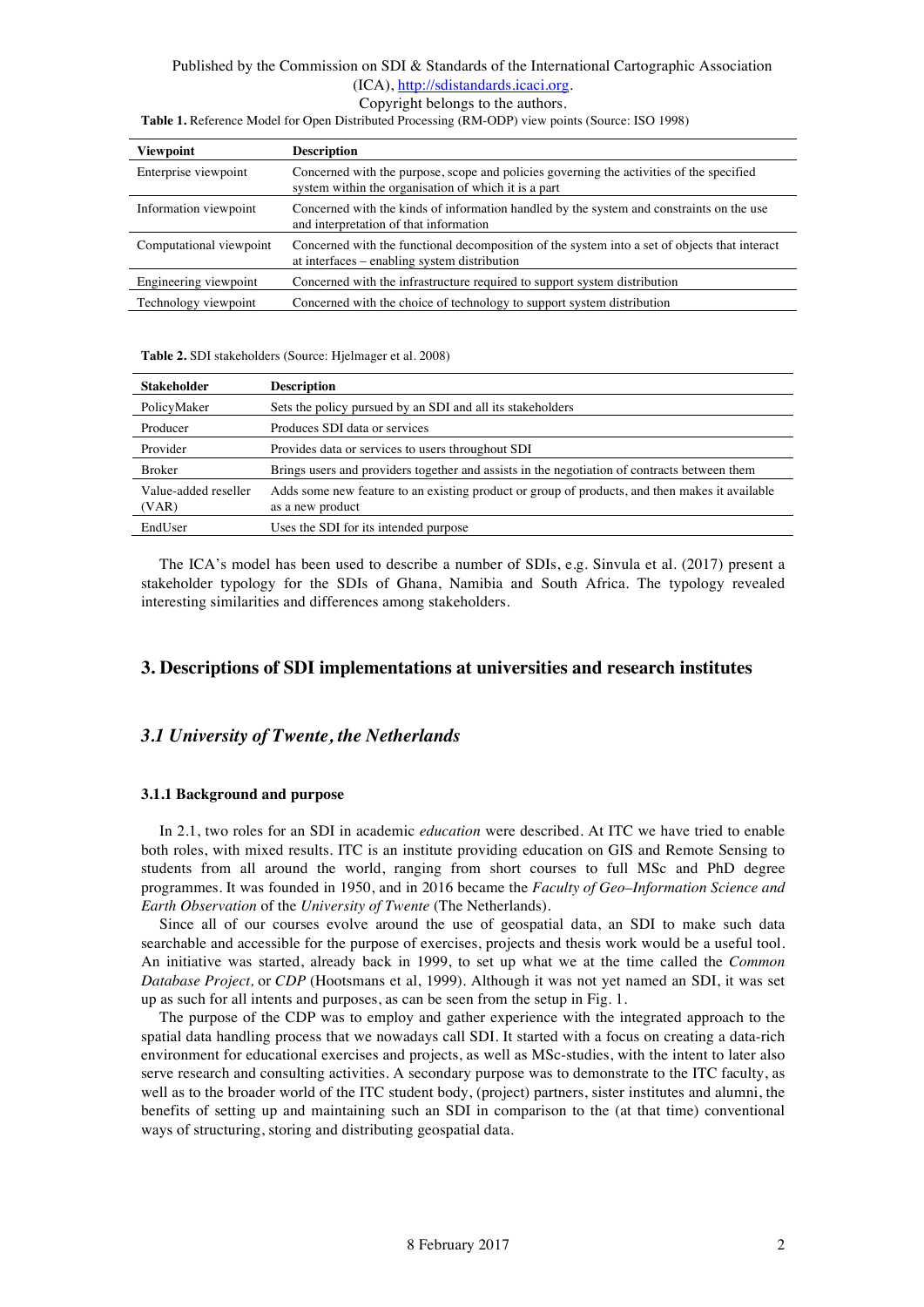**Table 1.** Reference Model for Open Distributed Processing (RM-ODP) view points (Source: ISO 1998)

| Viewpoint | Description |
|---|---|
| Enterprise viewpoint | Concerned with the purpose, scope and policies governing the activities of the specified system within the organisation of which it is a part |
| Information viewpoint | Concerned with the kinds of information handled by the system and constraints on the use and interpretation of that information |
| Computational viewpoint | Concerned with the functional decomposition of the system into a set of objects that interact at interfaces – enabling system distribution |
| Engineering viewpoint | Concerned with the infrastructure required to support system distribution |
| Technology viewpoint | Concerned with the choice of technology to support system distribution |

**Table 2.** SDI stakeholders (Source: Hjelmager et al. 2008)

| Stakeholder | Description |
|---|---|
| PolicyMaker | Sets the policy pursued by an SDI and all its stakeholders |
| Producer | Produces SDI data or services |
| Provider | Provides data or services to users throughout SDI |
| Broker | Brings users and providers together and assists in the negotiation of contracts between them |
| Value-added reseller (VAR) | Adds some new feature to an existing product or group of products, and then makes it available as a new product |
| EndUser | Uses the SDI for its intended purpose |

The ICA's model has been used to describe a number of SDIs, e.g. Sinvula et al. (2017) present a stakeholder typology for the SDIs of Ghana, Namibia and South Africa. The typology revealed interesting similarities and differences among stakeholders.

## 3. Descriptions of SDI implementations at universities and research institutes

### *3.1 University of Twente, the Netherlands*

#### 3.1.1 Background and purpose

In 2.1, two roles for an SDI in academic *education* were described. At ITC we have tried to enable both roles, with mixed results. ITC is an institute providing education on GIS and Remote Sensing to students from all around the world, ranging from short courses to full MSc and PhD degree programmes. It was founded in 1950, and in 2016 became the *Faculty of Geo–Information Science and Earth Observation* of the *University of Twente* (The Netherlands).

Since all of our courses evolve around the use of geospatial data, an SDI to make such data searchable and accessible for the purpose of exercises, projects and thesis work would be a useful tool. An initiative was started, already back in 1999, to set up what we at the time called the *Common Database Project,* or *CDP* (Hootsmans et al, 1999). Although it was not yet named an SDI, it was set up as such for all intents and purposes, as can be seen from the setup in Fig. 1.

The purpose of the CDP was to employ and gather experience with the integrated approach to the spatial data handling process that we nowadays call SDI. It started with a focus on creating a data-rich environment for educational exercises and projects, as well as MSc-studies, with the intent to later also serve research and consulting activities. A secondary purpose was to demonstrate to the ITC faculty, as well as to the broader world of the ITC student body, (project) partners, sister institutes and alumni, the benefits of setting up and maintaining such an SDI in comparison to the (at that time) conventional ways of structuring, storing and distributing geospatial data.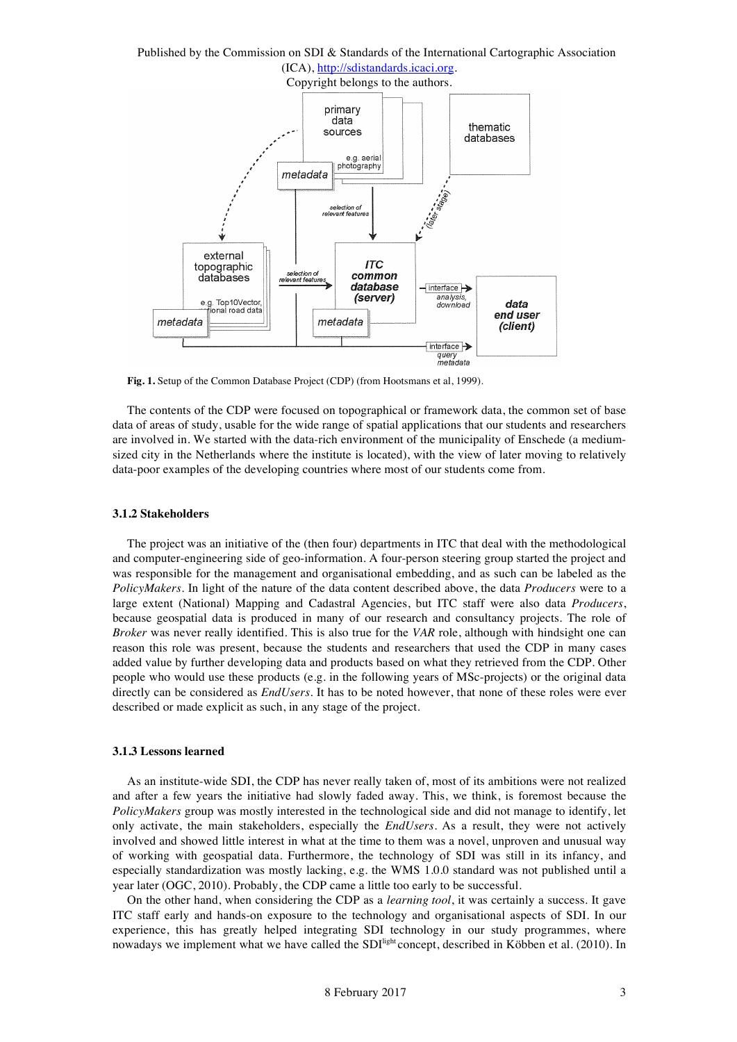**Fig. 1.** Setup of the Common Database Project (CDP) (from Hootsmans et al, 1999).

The contents of the CDP were focused on topographical or framework data, the common set of base data of areas of study, usable for the wide range of spatial applications that our students and researchers are involved in. We started with the data-rich environment of the municipality of Enschede (a medium-sized city in the Netherlands where the institute is located), with the view of later moving to relatively data-poor examples of the developing countries where most of our students come from.

### 3.1.2 Stakeholders

The project was an initiative of the (then four) departments in ITC that deal with the methodological and computer-engineering side of geo-information. A four-person steering group started the project and was responsible for the management and organisational embedding, and as such can be labeled as the *PolicyMakers*. In light of the nature of the data content described above, the data *Producers* were to a large extent (National) Mapping and Cadastral Agencies, but ITC staff were also data *Producers*, because geospatial data is produced in many of our research and consultancy projects. The role of *Broker* was never really identified. This is also true for the *VAR* role, although with hindsight one can reason this role was present, because the students and researchers that used the CDP in many cases added value by further developing data and products based on what they retrieved from the CDP. Other people who would use these products (e.g. in the following years of MSc-projects) or the original data directly can be considered as *EndUsers*. It has to be noted however, that none of these roles were ever described or made explicit as such, in any stage of the project.

### 3.1.3 Lessons learned

As an institute-wide SDI, the CDP has never really taken of, most of its ambitions were not realized and after a few years the initiative had slowly faded away. This, we think, is foremost because the *PolicyMakers* group was mostly interested in the technological side and did not manage to identify, let only activate, the main stakeholders, especially the *EndUsers*. As a result, they were not actively involved and showed little interest in what at the time to them was a novel, unproven and unusual way of working with geospatial data. Furthermore, the technology of SDI was still in its infancy, and especially standardization was mostly lacking, e.g. the WMS 1.0.0 standard was not published until a year later (OGC, 2010). Probably, the CDP came a little too early to be successful.

On the other hand, when considering the CDP as a *learning tool*, it was certainly a success. It gave ITC staff early and hands-on exposure to the technology and organisational aspects of SDI. In our experience, this has greatly helped integrating SDI technology in our study programmes, where nowadays we implement what we have called the SDI[light] concept, described in Köbben et al. (2010). In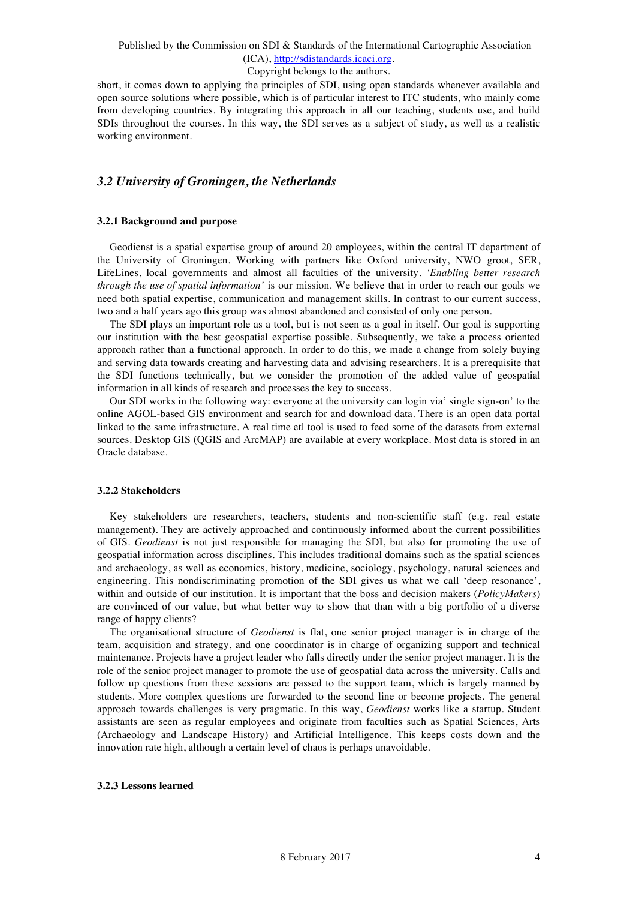short, it comes down to applying the principles of SDI, using open standards whenever available and open source solutions where possible, which is of particular interest to ITC students, who mainly come from developing countries. By integrating this approach in all our teaching, students use, and build SDIs throughout the courses. In this way, the SDI serves as a subject of study, as well as a realistic working environment.

## *3.2 University of Groningen, the Netherlands*

### 3.2.1 Background and purpose

Geodienst is a spatial expertise group of around 20 employees, within the central IT department of the University of Groningen. Working with partners like Oxford university, NWO groot, SER, LifeLines, local governments and almost all faculties of the university. *'Enabling better research through the use of spatial information'* is our mission. We believe that in order to reach our goals we need both spatial expertise, communication and management skills. In contrast to our current success, two and a half years ago this group was almost abandoned and consisted of only one person.

The SDI plays an important role as a tool, but is not seen as a goal in itself. Our goal is supporting our institution with the best geospatial expertise possible. Subsequently, we take a process oriented approach rather than a functional approach. In order to do this, we made a change from solely buying and serving data towards creating and harvesting data and advising researchers. It is a prerequisite that the SDI functions technically, but we consider the promotion of the added value of geospatial information in all kinds of research and processes the key to success.

Our SDI works in the following way: everyone at the university can login via' single sign-on' to the online AGOL-based GIS environment and search for and download data. There is an open data portal linked to the same infrastructure. A real time etl tool is used to feed some of the datasets from external sources. Desktop GIS (QGIS and ArcMAP) are available at every workplace. Most data is stored in an Oracle database.

### 3.2.2 Stakeholders

Key stakeholders are researchers, teachers, students and non-scientific staff (e.g. real estate management). They are actively approached and continuously informed about the current possibilities of GIS. *Geodienst* is not just responsible for managing the SDI, but also for promoting the use of geospatial information across disciplines. This includes traditional domains such as the spatial sciences and archaeology, as well as economics, history, medicine, sociology, psychology, natural sciences and engineering. This nondiscriminating promotion of the SDI gives us what we call 'deep resonance', within and outside of our institution. It is important that the boss and decision makers (*PolicyMakers*) are convinced of our value, but what better way to show that than with a big portfolio of a diverse range of happy clients?

The organisational structure of *Geodienst* is flat, one senior project manager is in charge of the team, acquisition and strategy, and one coordinator is in charge of organizing support and technical maintenance. Projects have a project leader who falls directly under the senior project manager. It is the role of the senior project manager to promote the use of geospatial data across the university. Calls and follow up questions from these sessions are passed to the support team, which is largely manned by students. More complex questions are forwarded to the second line or become projects. The general approach towards challenges is very pragmatic. In this way, *Geodienst* works like a startup. Student assistants are seen as regular employees and originate from faculties such as Spatial Sciences, Arts (Archaeology and Landscape History) and Artificial Intelligence. This keeps costs down and the innovation rate high, although a certain level of chaos is perhaps unavoidable.

### 3.2.3 Lessons learned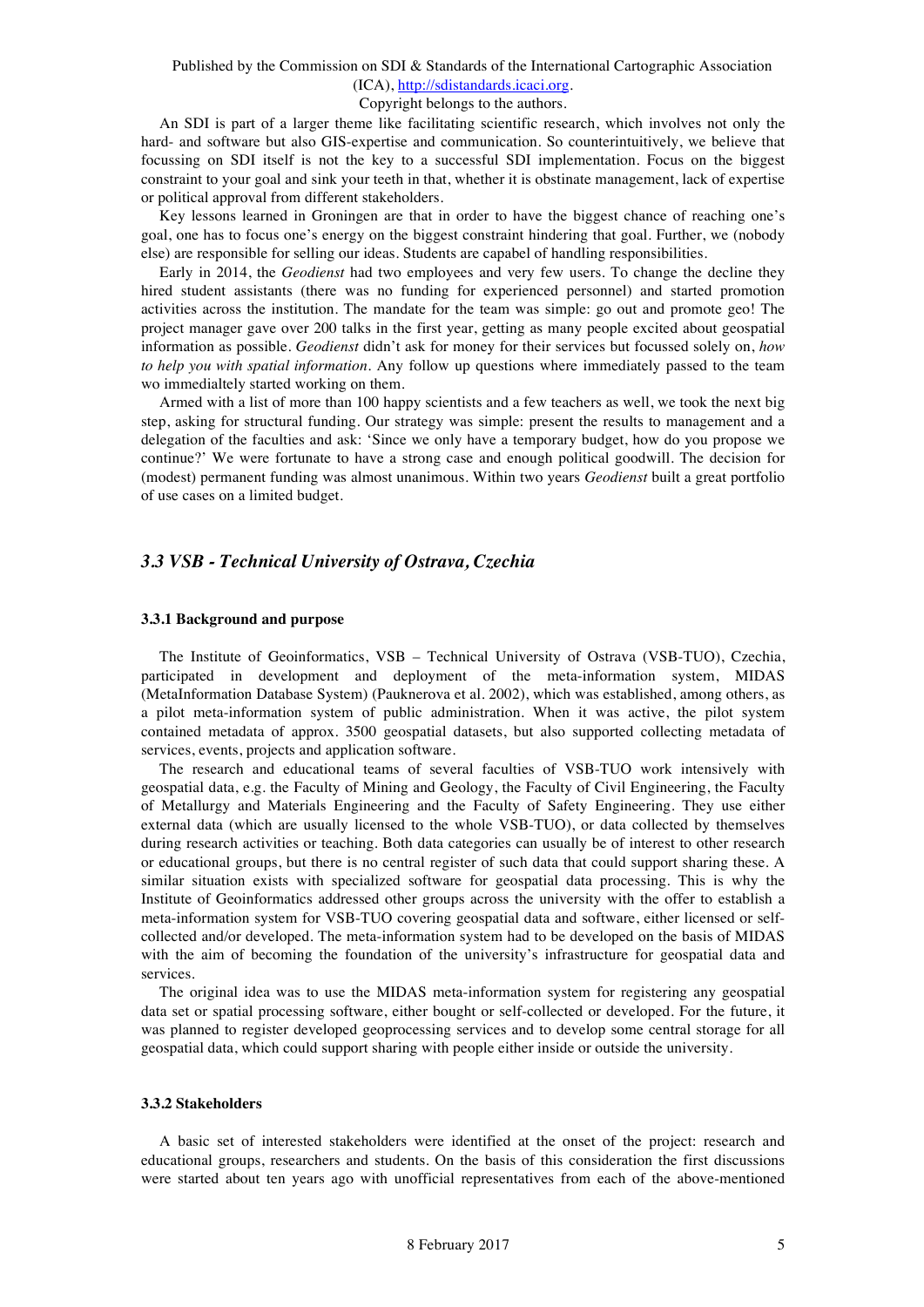An SDI is part of a larger theme like facilitating scientific research, which involves not only the hard- and software but also GIS-expertise and communication. So counterintuitively, we believe that focussing on SDI itself is not the key to a successful SDI implementation. Focus on the biggest constraint to your goal and sink your teeth in that, whether it is obstinate management, lack of expertise or political approval from different stakeholders.

Key lessons learned in Groningen are that in order to have the biggest chance of reaching one's goal, one has to focus one's energy on the biggest constraint hindering that goal. Further, we (nobody else) are responsible for selling our ideas. Students are capabel of handling responsibilities.

Early in 2014, the *Geodienst* had two employees and very few users. To change the decline they hired student assistants (there was no funding for experienced personnel) and started promotion activities across the institution. The mandate for the team was simple: go out and promote geo! The project manager gave over 200 talks in the first year, getting as many people excited about geospatial information as possible. *Geodienst* didn't ask for money for their services but focussed solely on, *how to help you with spatial information*. Any follow up questions where immediately passed to the team wo immedialtely started working on them.

Armed with a list of more than 100 happy scientists and a few teachers as well, we took the next big step, asking for structural funding. Our strategy was simple: present the results to management and a delegation of the faculties and ask: 'Since we only have a temporary budget, how do you propose we continue?' We were fortunate to have a strong case and enough political goodwill. The decision for (modest) permanent funding was almost unanimous. Within two years *Geodienst* built a great portfolio of use cases on a limited budget.

## *3.3 VSB - Technical University of Ostrava, Czechia*

### 3.3.1 Background and purpose

The Institute of Geoinformatics, VSB – Technical University of Ostrava (VSB-TUO), Czechia, participated in development and deployment of the meta-information system, MIDAS (MetaInformation Database System) (Pauknerova et al. 2002), which was established, among others, as a pilot meta-information system of public administration. When it was active, the pilot system contained metadata of approx. 3500 geospatial datasets, but also supported collecting metadata of services, events, projects and application software.

The research and educational teams of several faculties of VSB-TUO work intensively with geospatial data, e.g. the Faculty of Mining and Geology, the Faculty of Civil Engineering, the Faculty of Metallurgy and Materials Engineering and the Faculty of Safety Engineering. They use either external data (which are usually licensed to the whole VSB-TUO), or data collected by themselves during research activities or teaching. Both data categories can usually be of interest to other research or educational groups, but there is no central register of such data that could support sharing these. A similar situation exists with specialized software for geospatial data processing. This is why the Institute of Geoinformatics addressed other groups across the university with the offer to establish a meta-information system for VSB-TUO covering geospatial data and software, either licensed or self-collected and/or developed. The meta-information system had to be developed on the basis of MIDAS with the aim of becoming the foundation of the university's infrastructure for geospatial data and services.

The original idea was to use the MIDAS meta-information system for registering any geospatial data set or spatial processing software, either bought or self-collected or developed. For the future, it was planned to register developed geoprocessing services and to develop some central storage for all geospatial data, which could support sharing with people either inside or outside the university.

### 3.3.2 Stakeholders

A basic set of interested stakeholders were identified at the onset of the project: research and educational groups, researchers and students. On the basis of this consideration the first discussions were started about ten years ago with unofficial representatives from each of the above-mentioned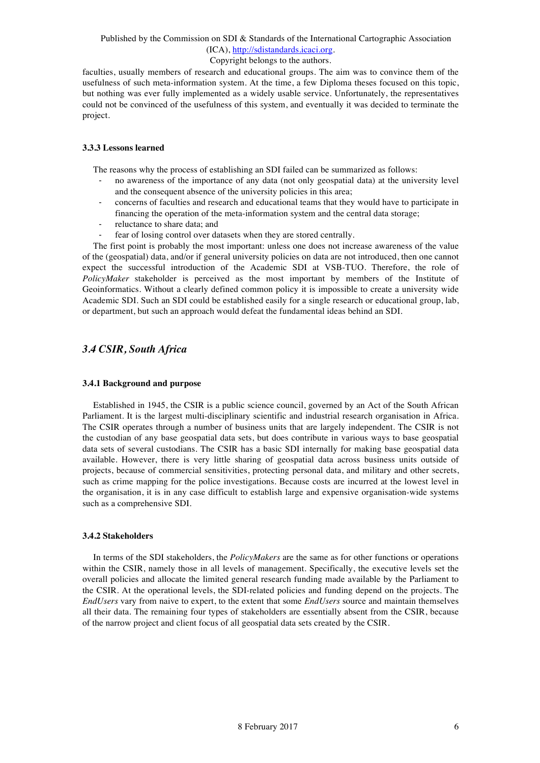faculties, usually members of research and educational groups. The aim was to convince them of the usefulness of such meta-information system. At the time, a few Diploma theses focused on this topic, but nothing was ever fully implemented as a widely usable service. Unfortunately, the representatives could not be convinced of the usefulness of this system, and eventually it was decided to terminate the project.

#### 3.3.3 Lessons learned

The reasons why the process of establishing an SDI failed can be summarized as follows:

- no awareness of the importance of any data (not only geospatial data) at the university level and the consequent absence of the university policies in this area;
- concerns of faculties and research and educational teams that they would have to participate in financing the operation of the meta-information system and the central data storage;
- reluctance to share data; and
- fear of losing control over datasets when they are stored centrally.

The first point is probably the most important: unless one does not increase awareness of the value of the (geospatial) data, and/or if general university policies on data are not introduced, then one cannot expect the successful introduction of the Academic SDI at VSB-TUO. Therefore, the role of *PolicyMaker* stakeholder is perceived as the most important by members of the Institute of Geoinformatics. Without a clearly defined common policy it is impossible to create a university wide Academic SDI. Such an SDI could be established easily for a single research or educational group, lab, or department, but such an approach would defeat the fundamental ideas behind an SDI.

### *3.4 CSIR, South Africa*

#### 3.4.1 Background and purpose

Established in 1945, the CSIR is a public science council, governed by an Act of the South African Parliament. It is the largest multi-disciplinary scientific and industrial research organisation in Africa. The CSIR operates through a number of business units that are largely independent. The CSIR is not the custodian of any base geospatial data sets, but does contribute in various ways to base geospatial data sets of several custodians. The CSIR has a basic SDI internally for making base geospatial data available. However, there is very little sharing of geospatial data across business units outside of projects, because of commercial sensitivities, protecting personal data, and military and other secrets, such as crime mapping for the police investigations. Because costs are incurred at the lowest level in the organisation, it is in any case difficult to establish large and expensive organisation-wide systems such as a comprehensive SDI.

#### 3.4.2 Stakeholders

In terms of the SDI stakeholders, the *PolicyMakers* are the same as for other functions or operations within the CSIR, namely those in all levels of management. Specifically, the executive levels set the overall policies and allocate the limited general research funding made available by the Parliament to the CSIR. At the operational levels, the SDI-related policies and funding depend on the projects. The *EndUsers* vary from naive to expert, to the extent that some *EndUsers* source and maintain themselves all their data. The remaining four types of stakeholders are essentially absent from the CSIR, because of the narrow project and client focus of all geospatial data sets created by the CSIR.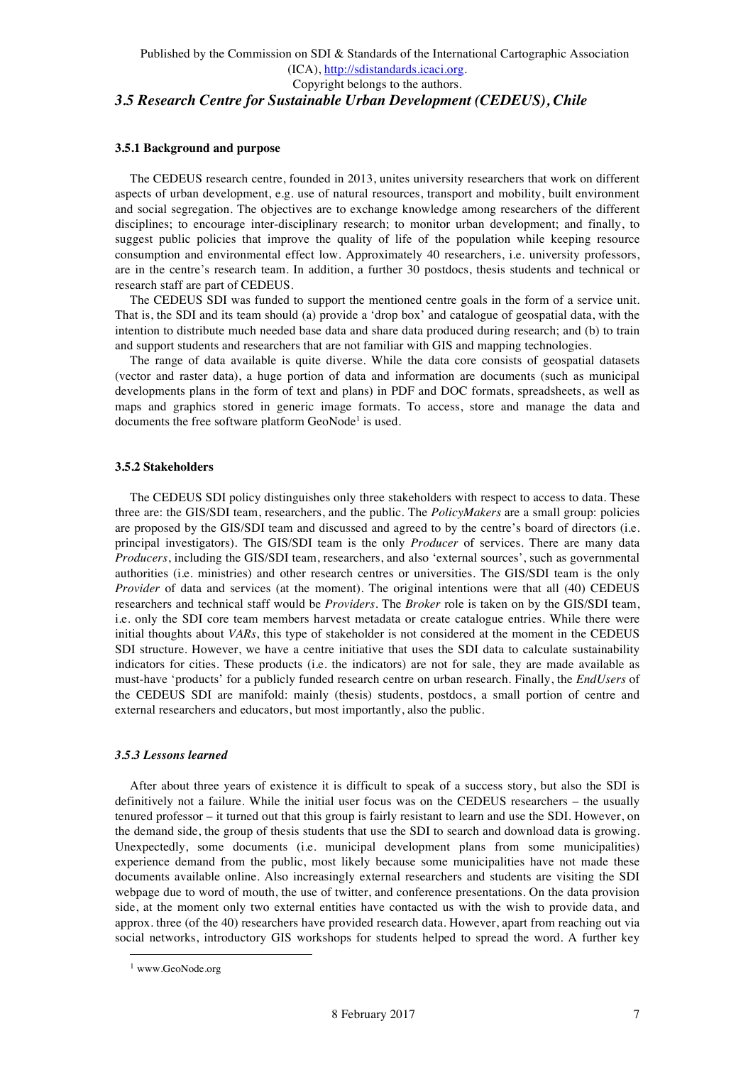### 3.5 Research Centre for Sustainable Urban Development (CEDEUS), Chile

#### 3.5.1 Background and purpose

The CEDEUS research centre, founded in 2013, unites university researchers that work on different aspects of urban development, e.g. use of natural resources, transport and mobility, built environment and social segregation. The objectives are to exchange knowledge among researchers of the different disciplines; to encourage inter-disciplinary research; to monitor urban development; and finally, to suggest public policies that improve the quality of life of the population while keeping resource consumption and environmental effect low. Approximately 40 researchers, i.e. university professors, are in the centre's research team. In addition, a further 30 postdocs, thesis students and technical or research staff are part of CEDEUS.

The CEDEUS SDI was funded to support the mentioned centre goals in the form of a service unit. That is, the SDI and its team should (a) provide a 'drop box' and catalogue of geospatial data, with the intention to distribute much needed base data and share data produced during research; and (b) to train and support students and researchers that are not familiar with GIS and mapping technologies.

The range of data available is quite diverse. While the data core consists of geospatial datasets (vector and raster data), a huge portion of data and information are documents (such as municipal developments plans in the form of text and plans) in PDF and DOC formats, spreadsheets, as well as maps and graphics stored in generic image formats. To access, store and manage the data and documents the free software platform GeoNode[1] is used.

#### 3.5.2 Stakeholders

The CEDEUS SDI policy distinguishes only three stakeholders with respect to access to data. These three are: the GIS/SDI team, researchers, and the public. The *PolicyMakers* are a small group: policies are proposed by the GIS/SDI team and discussed and agreed to by the centre's board of directors (i.e. principal investigators). The GIS/SDI team is the only *Producer* of services. There are many data *Producers*, including the GIS/SDI team, researchers, and also 'external sources', such as governmental authorities (i.e. ministries) and other research centres or universities. The GIS/SDI team is the only *Provider* of data and services (at the moment). The original intentions were that all (40) CEDEUS researchers and technical staff would be *Providers*. The *Broker* role is taken on by the GIS/SDI team, i.e. only the SDI core team members harvest metadata or create catalogue entries. While there were initial thoughts about *VARs*, this type of stakeholder is not considered at the moment in the CEDEUS SDI structure. However, we have a centre initiative that uses the SDI data to calculate sustainability indicators for cities. These products (i.e. the indicators) are not for sale, they are made available as must-have 'products' for a publicly funded research centre on urban research. Finally, the *EndUsers* of the CEDEUS SDI are manifold: mainly (thesis) students, postdocs, a small portion of centre and external researchers and educators, but most importantly, also the public.

#### *3.5.3 Lessons learned*

After about three years of existence it is difficult to speak of a success story, but also the SDI is definitively not a failure. While the initial user focus was on the CEDEUS researchers – the usually tenured professor – it turned out that this group is fairly resistant to learn and use the SDI. However, on the demand side, the group of thesis students that use the SDI to search and download data is growing. Unexpectedly, some documents (i.e. municipal development plans from some municipalities) experience demand from the public, most likely because some municipalities have not made these documents available online. Also increasingly external researchers and students are visiting the SDI webpage due to word of mouth, the use of twitter, and conference presentations. On the data provision side, at the moment only two external entities have contacted us with the wish to provide data, and approx. three (of the 40) researchers have provided research data. However, apart from reaching out via social networks, introductory GIS workshops for students helped to spread the word. A further key

[1] www.GeoNode.org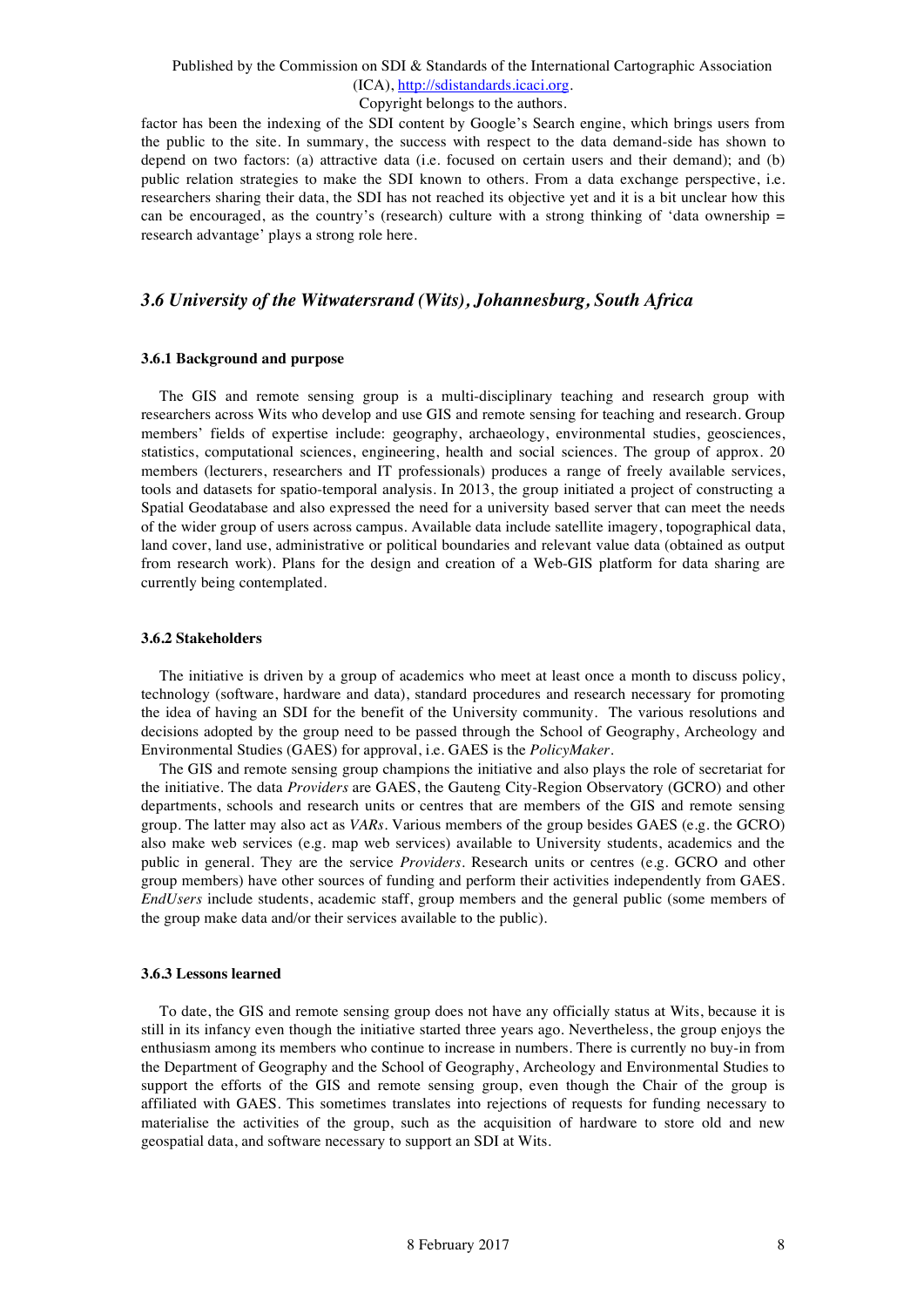factor has been the indexing of the SDI content by Google's Search engine, which brings users from the public to the site. In summary, the success with respect to the data demand-side has shown to depend on two factors: (a) attractive data (i.e. focused on certain users and their demand); and (b) public relation strategies to make the SDI known to others. From a data exchange perspective, i.e. researchers sharing their data, the SDI has not reached its objective yet and it is a bit unclear how this can be encouraged, as the country's (research) culture with a strong thinking of 'data ownership = research advantage' plays a strong role here.

## *3.6 University of the Witwatersrand (Wits), Johannesburg, South Africa*

### 3.6.1 Background and purpose

The GIS and remote sensing group is a multi-disciplinary teaching and research group with researchers across Wits who develop and use GIS and remote sensing for teaching and research. Group members' fields of expertise include: geography, archaeology, environmental studies, geosciences, statistics, computational sciences, engineering, health and social sciences. The group of approx. 20 members (lecturers, researchers and IT professionals) produces a range of freely available services, tools and datasets for spatio-temporal analysis. In 2013, the group initiated a project of constructing a Spatial Geodatabase and also expressed the need for a university based server that can meet the needs of the wider group of users across campus. Available data include satellite imagery, topographical data, land cover, land use, administrative or political boundaries and relevant value data (obtained as output from research work). Plans for the design and creation of a Web-GIS platform for data sharing are currently being contemplated.

### 3.6.2 Stakeholders

The initiative is driven by a group of academics who meet at least once a month to discuss policy, technology (software, hardware and data), standard procedures and research necessary for promoting the idea of having an SDI for the benefit of the University community. The various resolutions and decisions adopted by the group need to be passed through the School of Geography, Archeology and Environmental Studies (GAES) for approval, i.e. GAES is the *PolicyMaker*.

The GIS and remote sensing group champions the initiative and also plays the role of secretariat for the initiative. The data *Providers* are GAES, the Gauteng City-Region Observatory (GCRO) and other departments, schools and research units or centres that are members of the GIS and remote sensing group. The latter may also act as *VARs*. Various members of the group besides GAES (e.g. the GCRO) also make web services (e.g. map web services) available to University students, academics and the public in general. They are the service *Providers*. Research units or centres (e.g. GCRO and other group members) have other sources of funding and perform their activities independently from GAES. *EndUsers* include students, academic staff, group members and the general public (some members of the group make data and/or their services available to the public).

### 3.6.3 Lessons learned

To date, the GIS and remote sensing group does not have any officially status at Wits, because it is still in its infancy even though the initiative started three years ago. Nevertheless, the group enjoys the enthusiasm among its members who continue to increase in numbers. There is currently no buy-in from the Department of Geography and the School of Geography, Archeology and Environmental Studies to support the efforts of the GIS and remote sensing group, even though the Chair of the group is affiliated with GAES. This sometimes translates into rejections of requests for funding necessary to materialise the activities of the group, such as the acquisition of hardware to store old and new geospatial data, and software necessary to support an SDI at Wits.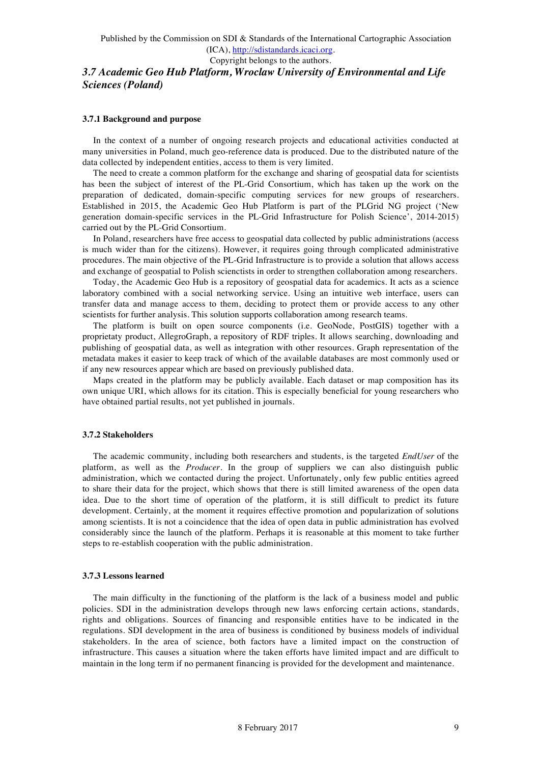### 3.7 Academic Geo Hub Platform, Wroclaw University of Environmental and Life Sciences (Poland)

#### 3.7.1 Background and purpose

In the context of a number of ongoing research projects and educational activities conducted at many universities in Poland, much geo-reference data is produced. Due to the distributed nature of the data collected by independent entities, access to them is very limited.

The need to create a common platform for the exchange and sharing of geospatial data for scientists has been the subject of interest of the PL-Grid Consortium, which has taken up the work on the preparation of dedicated, domain-specific computing services for new groups of researchers. Established in 2015, the Academic Geo Hub Platform is part of the PLGrid NG project ('New generation domain-specific services in the PL-Grid Infrastructure for Polish Science', 2014-2015) carried out by the PL-Grid Consortium.

In Poland, researchers have free access to geospatial data collected by public administrations (access is much wider than for the citizens). However, it requires going through complicated administrative procedures. The main objective of the PL-Grid Infrastructure is to provide a solution that allows access and exchange of geospatial to Polish scienctists in order to strengthen collaboration among researchers.

Today, the Academic Geo Hub is a repository of geospatial data for academics. It acts as a science laboratory combined with a social networking service. Using an intuitive web interface, users can transfer data and manage access to them, deciding to protect them or provide access to any other scientists for further analysis. This solution supports collaboration among research teams.

The platform is built on open source components (i.e. GeoNode, PostGIS) together with a proprietaty product, AllegroGraph, a repository of RDF triples. It allows searching, downloading and publishing of geospatial data, as well as integration with other resources. Graph representation of the metadata makes it easier to keep track of which of the available databases are most commonly used or if any new resources appear which are based on previously published data.

Maps created in the platform may be publicly available. Each dataset or map composition has its own unique URI, which allows for its citation. This is especially beneficial for young researchers who have obtained partial results, not yet published in journals.

#### 3.7.2 Stakeholders

The academic community, including both researchers and students, is the targeted *EndUser* of the platform, as well as the *Producer*. In the group of suppliers we can also distinguish public administration, which we contacted during the project. Unfortunately, only few public entities agreed to share their data for the project, which shows that there is still limited awareness of the open data idea. Due to the short time of operation of the platform, it is still difficult to predict its future development. Certainly, at the moment it requires effective promotion and popularization of solutions among scientists. It is not a coincidence that the idea of open data in public administration has evolved considerably since the launch of the platform. Perhaps it is reasonable at this moment to take further steps to re-establish cooperation with the public administration.

#### 3.7.3 Lessons learned

The main difficulty in the functioning of the platform is the lack of a business model and public policies. SDI in the administration develops through new laws enforcing certain actions, standards, rights and obligations. Sources of financing and responsible entities have to be indicated in the regulations. SDI development in the area of business is conditioned by business models of individual stakeholders. In the area of science, both factors have a limited impact on the construction of infrastructure. This causes a situation where the taken efforts have limited impact and are difficult to maintain in the long term if no permanent financing is provided for the development and maintenance.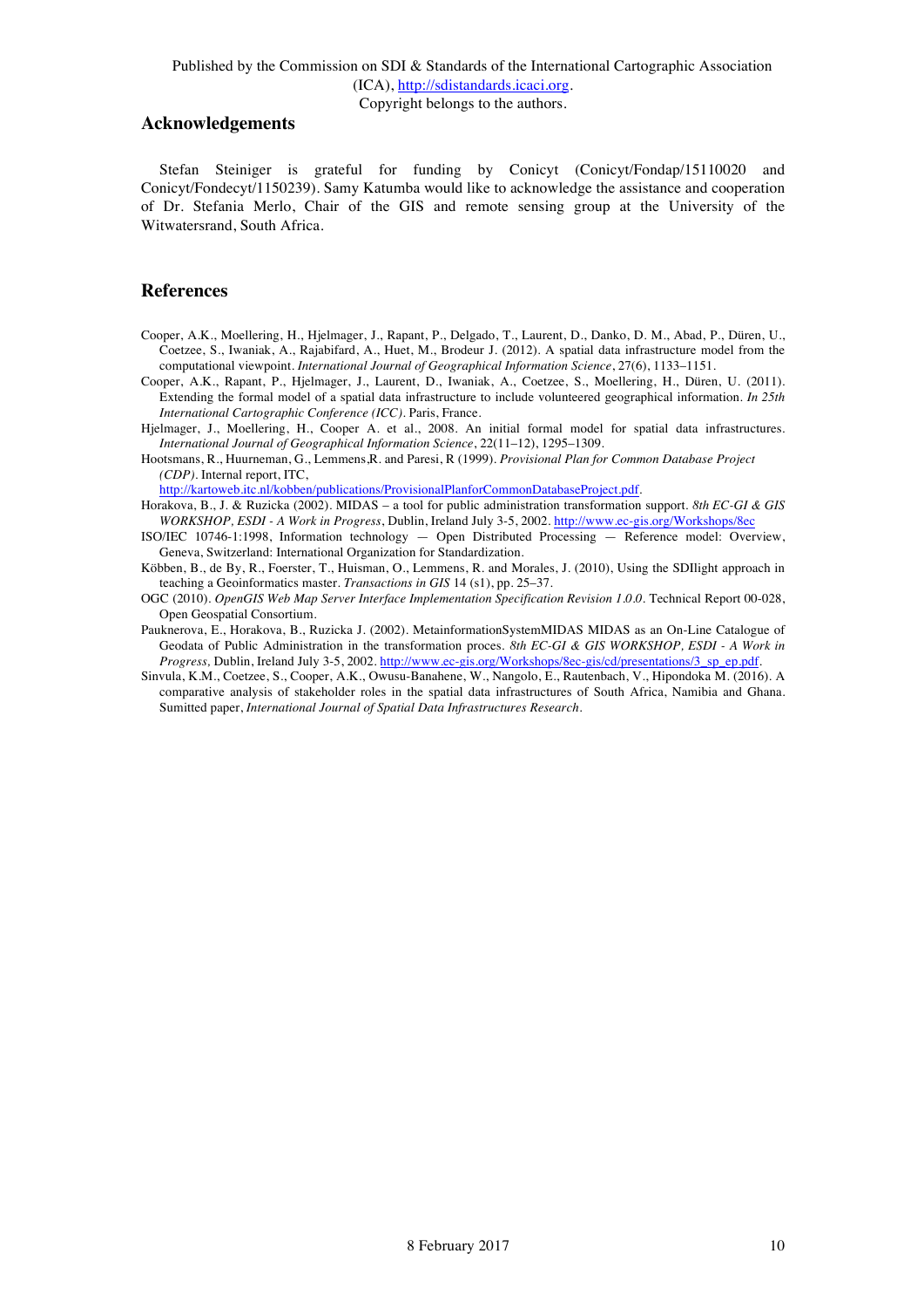## Acknowledgements

Stefan Steiniger is grateful for funding by Conicyt (Conicyt/Fondap/15110020 and Conicyt/Fondecyt/1150239). Samy Katumba would like to acknowledge the assistance and cooperation of Dr. Stefania Merlo, Chair of the GIS and remote sensing group at the University of the Witwatersrand, South Africa.

## References

Cooper, A.K., Moellering, H., Hjelmager, J., Rapant, P., Delgado, T., Laurent, D., Danko, D. M., Abad, P., Düren, U., Coetzee, S., Iwaniak, A., Rajabifard, A., Huet, M., Brodeur J. (2012). A spatial data infrastructure model from the computational viewpoint. *International Journal of Geographical Information Science*, 27(6), 1133–1151.

Cooper, A.K., Rapant, P., Hjelmager, J., Laurent, D., Iwaniak, A., Coetzee, S., Moellering, H., Düren, U. (2011). Extending the formal model of a spatial data infrastructure to include volunteered geographical information. *In 25th International Cartographic Conference (ICC)*. Paris, France.

Hjelmager, J., Moellering, H., Cooper A. et al., 2008. An initial formal model for spatial data infrastructures. *International Journal of Geographical Information Science*, 22(11–12), 1295–1309.

Hootsmans, R., Huurneman, G., Lemmens,R. and Paresi, R (1999). *Provisional Plan for Common Database Project (CDP)*. Internal report, ITC, http://kartoweb.itc.nl/kobben/publications/ProvisionalPlanforCommonDatabaseProject.pdf.

Horakova, B., J. & Ruzicka (2002). MIDAS – a tool for public administration transformation support. *8th EC-GI & GIS WORKSHOP, ESDI - A Work in Progress*, Dublin, Ireland July 3-5, 2002. http://www.ec-gis.org/Workshops/8ec

ISO/IEC 10746-1:1998, Information technology — Open Distributed Processing — Reference model: Overview, Geneva, Switzerland: International Organization for Standardization.

Köbben, B., de By, R., Foerster, T., Huisman, O., Lemmens, R. and Morales, J. (2010), Using the SDIlight approach in teaching a Geoinformatics master. *Transactions in GIS* 14 (s1), pp. 25–37.

OGC (2010). *OpenGIS Web Map Server Interface Implementation Specification Revision 1.0.0*. Technical Report 00-028, Open Geospatial Consortium.

Pauknerova, E., Horakova, B., Ruzicka J. (2002). MetainformationSystemMIDAS MIDAS as an On-Line Catalogue of Geodata of Public Administration in the transformation proces. *8th EC-GI & GIS WORKSHOP, ESDI - A Work in Progress,* Dublin, Ireland July 3-5, 2002. http://www.ec-gis.org/Workshops/8ec-gis/cd/presentations/3_sp_ep.pdf.

Sinvula, K.M., Coetzee, S., Cooper, A.K., Owusu-Banahene, W., Nangolo, E., Rautenbach, V., Hipondoka M. (2016). A comparative analysis of stakeholder roles in the spatial data infrastructures of South Africa, Namibia and Ghana. Sumitted paper, *International Journal of Spatial Data Infrastructures Research*.